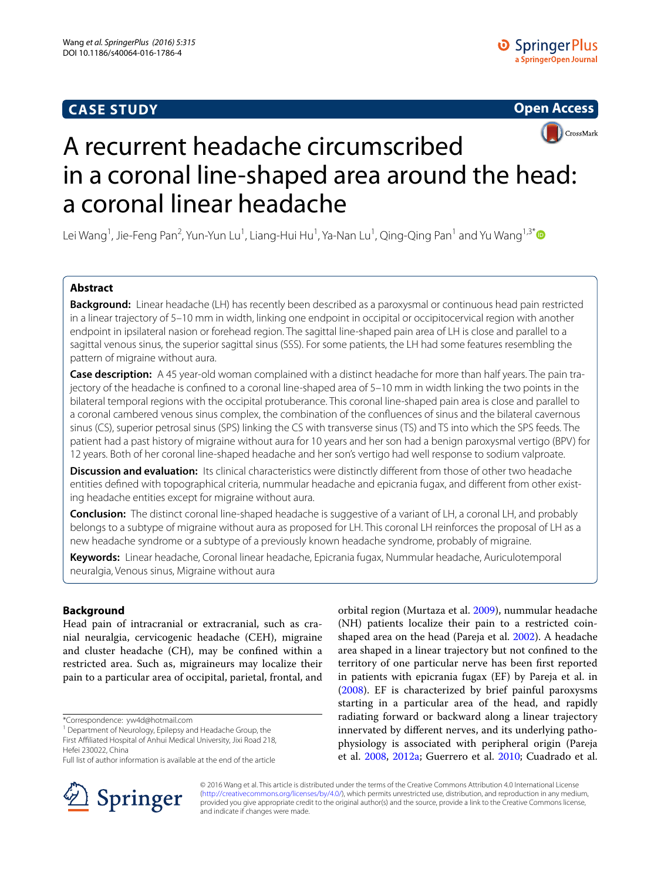**CASE STUDY** | **Open Access**

# A recurrent headache circumscribed in a coronal line-shaped area around the head: a coronal linear headache

Lei Wang[1], Jie-Feng Pan[2], Yun-Yun Lu[1], Liang-Hui Hu[1], Ya-Nan Lu[1], Qing-Qing Pan[1] and Yu Wang[1,3*]

## Abstract

**Background:** Linear headache (LH) has recently been described as a paroxysmal or continuous head pain restricted in a linear trajectory of 5–10 mm in width, linking one endpoint in occipital or occipitocervical region with another endpoint in ipsilateral nasion or forehead region. The sagittal line-shaped pain area of LH is close and parallel to a sagittal venous sinus, the superior sagittal sinus (SSS). For some patients, the LH had some features resembling the pattern of migraine without aura.

**Case description:** A 45 year-old woman complained with a distinct headache for more than half years. The pain trajectory of the headache is confined to a coronal line-shaped area of 5–10 mm in width linking the two points in the bilateral temporal regions with the occipital protuberance. This coronal line-shaped pain area is close and parallel to a coronal cambered venous sinus complex, the combination of the confluences of sinus and the bilateral cavernous sinus (CS), superior petrosal sinus (SPS) linking the CS with transverse sinus (TS) and TS into which the SPS feeds. The patient had a past history of migraine without aura for 10 years and her son had a benign paroxysmal vertigo (BPV) for 12 years. Both of her coronal line-shaped headache and her son's vertigo had well response to sodium valproate.

**Discussion and evaluation:** Its clinical characteristics were distinctly different from those of other two headache entities defined with topographical criteria, nummular headache and epicrania fugax, and different from other existing headache entities except for migraine without aura.

**Conclusion:** The distinct coronal line-shaped headache is suggestive of a variant of LH, a coronal LH, and probably belongs to a subtype of migraine without aura as proposed for LH. This coronal LH reinforces the proposal of LH as a new headache syndrome or a subtype of a previously known headache syndrome, probably of migraine.

**Keywords:** Linear headache, Coronal linear headache, Epicrania fugax, Nummular headache, Auriculotemporal neuralgia, Venous sinus, Migraine without aura

## Background

Head pain of intracranial or extracranial, such as cranial neuralgia, cervicogenic headache (CEH), migraine and cluster headache (CH), may be confined within a restricted area. Such as, migraineurs may localize their pain to a particular area of occipital, parietal, frontal, and orbital region (Murtaza et al. 2009), nummular headache (NH) patients localize their pain to a restricted coin-shaped area on the head (Pareja et al. 2002). A headache area shaped in a linear trajectory but not confined to the territory of one particular nerve has been first reported in patients with epicrania fugax (EF) by Pareja et al. in (2008). EF is characterized by brief painful paroxysms starting in a particular area of the head, and rapidly radiating forward or backward along a linear trajectory innervated by different nerves, and its underlying pathophysiology is associated with peripheral origin (Pareja et al. 2008, 2012a; Guerrero et al. 2010; Cuadrado et al.

*Correspondence: yw4d@hotmail.com
[1] Department of Neurology, Epilepsy and Headache Group, the First Affiliated Hospital of Anhui Medical University, Jixi Road 218, Hefei 230022, China
Full list of author information is available at the end of the article

© 2016 Wang et al. This article is distributed under the terms of the Creative Commons Attribution 4.0 International License (http://creativecommons.org/licenses/by/4.0/), which permits unrestricted use, distribution, and reproduction in any medium, provided you give appropriate credit to the original author(s) and the source, provide a link to the Creative Commons license, and indicate if changes were made.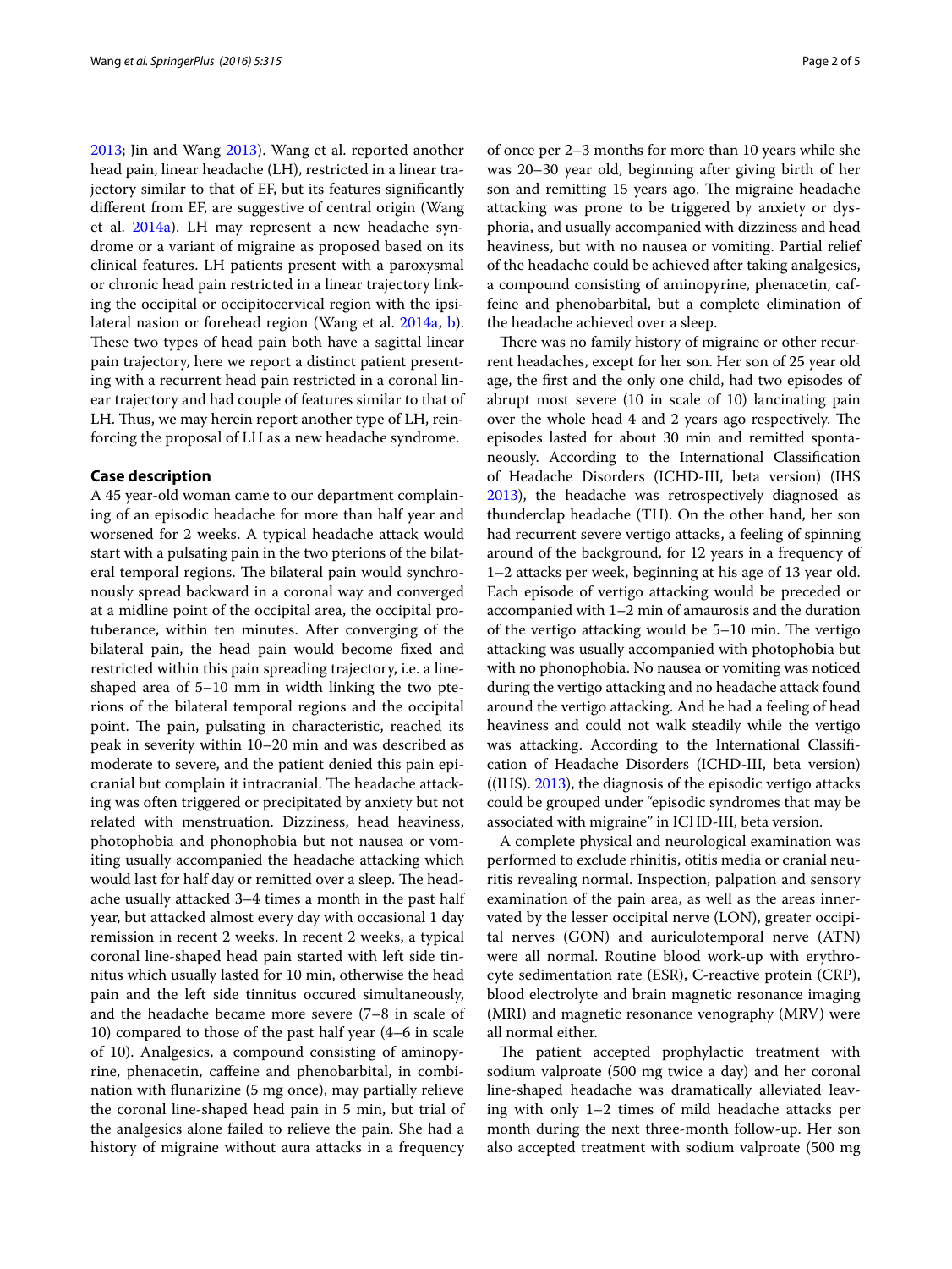2013; Jin and Wang 2013). Wang et al. reported another head pain, linear headache (LH), restricted in a linear trajectory similar to that of EF, but its features significantly different from EF, are suggestive of central origin (Wang et al. 2014a). LH may represent a new headache syndrome or a variant of migraine as proposed based on its clinical features. LH patients present with a paroxysmal or chronic head pain restricted in a linear trajectory linking the occipital or occipitocervical region with the ipsilateral nasion or forehead region (Wang et al. 2014a, b). These two types of head pain both have a sagittal linear pain trajectory, here we report a distinct patient presenting with a recurrent head pain restricted in a coronal linear trajectory and had couple of features similar to that of LH. Thus, we may herein report another type of LH, reinforcing the proposal of LH as a new headache syndrome.

## Case description

A 45 year-old woman came to our department complaining of an episodic headache for more than half year and worsened for 2 weeks. A typical headache attack would start with a pulsating pain in the two pterions of the bilateral temporal regions. The bilateral pain would synchronously spread backward in a coronal way and converged at a midline point of the occipital area, the occipital protuberance, within ten minutes. After converging of the bilateral pain, the head pain would become fixed and restricted within this pain spreading trajectory, i.e. a line-shaped area of 5–10 mm in width linking the two pterions of the bilateral temporal regions and the occipital point. The pain, pulsating in characteristic, reached its peak in severity within 10–20 min and was described as moderate to severe, and the patient denied this pain epicranial but complain it intracranial. The headache attacking was often triggered or precipitated by anxiety but not related with menstruation. Dizziness, head heaviness, photophobia and phonophobia but not nausea or vomiting usually accompanied the headache attacking which would last for half day or remitted over a sleep. The headache usually attacked 3–4 times a month in the past half year, but attacked almost every day with occasional 1 day remission in recent 2 weeks. In recent 2 weeks, a typical coronal line-shaped head pain started with left side tinnitus which usually lasted for 10 min, otherwise the head pain and the left side tinnitus occured simultaneously, and the headache became more severe (7–8 in scale of 10) compared to those of the past half year (4–6 in scale of 10). Analgesics, a compound consisting of aminopyrine, phenacetin, caffeine and phenobarbital, in combination with flunarizine (5 mg once), may partially relieve the coronal line-shaped head pain in 5 min, but trial of the analgesics alone failed to relieve the pain. She had a history of migraine without aura attacks in a frequency of once per 2–3 months for more than 10 years while she was 20–30 year old, beginning after giving birth of her son and remitting 15 years ago. The migraine headache attacking was prone to be triggered by anxiety or dysphoria, and usually accompanied with dizziness and head heaviness, but with no nausea or vomiting. Partial relief of the headache could be achieved after taking analgesics, a compound consisting of aminopyrine, phenacetin, caffeine and phenobarbital, but a complete elimination of the headache achieved over a sleep.

There was no family history of migraine or other recurrent headaches, except for her son. Her son of 25 year old age, the first and the only one child, had two episodes of abrupt most severe (10 in scale of 10) lancinating pain over the whole head 4 and 2 years ago respectively. The episodes lasted for about 30 min and remitted spontaneously. According to the International Classification of Headache Disorders (ICHD-III, beta version) (IHS 2013), the headache was retrospectively diagnosed as thunderclap headache (TH). On the other hand, her son had recurrent severe vertigo attacks, a feeling of spinning around of the background, for 12 years in a frequency of 1–2 attacks per week, beginning at his age of 13 year old. Each episode of vertigo attacking would be preceded or accompanied with 1–2 min of amaurosis and the duration of the vertigo attacking would be 5–10 min. The vertigo attacking was usually accompanied with photophobia but with no phonophobia. No nausea or vomiting was noticed during the vertigo attacking and no headache attack found around the vertigo attacking. And he had a feeling of head heaviness and could not walk steadily while the vertigo was attacking. According to the International Classification of Headache Disorders (ICHD-III, beta version) ((IHS). 2013), the diagnosis of the episodic vertigo attacks could be grouped under "episodic syndromes that may be associated with migraine" in ICHD-III, beta version.

A complete physical and neurological examination was performed to exclude rhinitis, otitis media or cranial neuritis revealing normal. Inspection, palpation and sensory examination of the pain area, as well as the areas innervated by the lesser occipital nerve (LON), greater occipital nerves (GON) and auriculotemporal nerve (ATN) were all normal. Routine blood work-up with erythrocyte sedimentation rate (ESR), C-reactive protein (CRP), blood electrolyte and brain magnetic resonance imaging (MRI) and magnetic resonance venography (MRV) were all normal either.

The patient accepted prophylactic treatment with sodium valproate (500 mg twice a day) and her coronal line-shaped headache was dramatically alleviated leaving with only 1–2 times of mild headache attacks per month during the next three-month follow-up. Her son also accepted treatment with sodium valproate (500 mg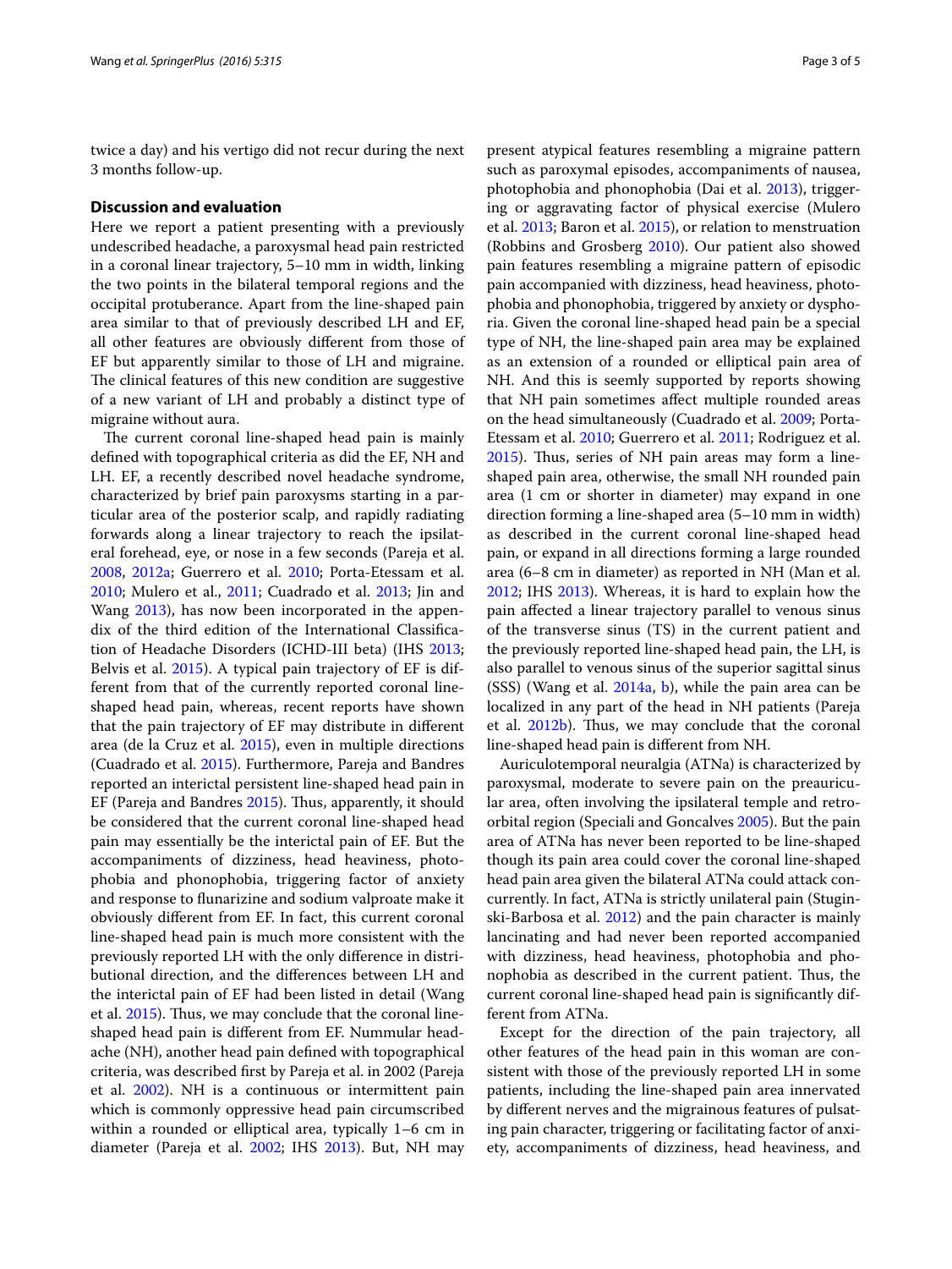twice a day) and his vertigo did not recur during the next 3 months follow-up.

## Discussion and evaluation

Here we report a patient presenting with a previously undescribed headache, a paroxysmal head pain restricted in a coronal linear trajectory, 5–10 mm in width, linking the two points in the bilateral temporal regions and the occipital protuberance. Apart from the line-shaped pain area similar to that of previously described LH and EF, all other features are obviously different from those of EF but apparently similar to those of LH and migraine. The clinical features of this new condition are suggestive of a new variant of LH and probably a distinct type of migraine without aura.

The current coronal line-shaped head pain is mainly defined with topographical criteria as did the EF, NH and LH. EF, a recently described novel headache syndrome, characterized by brief pain paroxysms starting in a particular area of the posterior scalp, and rapidly radiating forwards along a linear trajectory to reach the ipsilateral forehead, eye, or nose in a few seconds (Pareja et al. 2008, 2012a; Guerrero et al. 2010; Porta-Etessam et al. 2010; Mulero et al., 2011; Cuadrado et al. 2013; Jin and Wang 2013), has now been incorporated in the appendix of the third edition of the International Classification of Headache Disorders (ICHD-III beta) (IHS 2013; Belvis et al. 2015). A typical pain trajectory of EF is different from that of the currently reported coronal line-shaped head pain, whereas, recent reports have shown that the pain trajectory of EF may distribute in different area (de la Cruz et al. 2015), even in multiple directions (Cuadrado et al. 2015). Furthermore, Pareja and Bandres reported an interictal persistent line-shaped head pain in EF (Pareja and Bandres 2015). Thus, apparently, it should be considered that the current coronal line-shaped head pain may essentially be the interictal pain of EF. But the accompaniments of dizziness, head heaviness, photophobia and phonophobia, triggering factor of anxiety and response to flunarizine and sodium valproate make it obviously different from EF. In fact, this current coronal line-shaped head pain is much more consistent with the previously reported LH with the only difference in distributional direction, and the differences between LH and the interictal pain of EF had been listed in detail (Wang et al. 2015). Thus, we may conclude that the coronal line-shaped head pain is different from EF. Nummular headache (NH), another head pain defined with topographical criteria, was described first by Pareja et al. in 2002 (Pareja et al. 2002). NH is a continuous or intermittent pain which is commonly oppressive head pain circumscribed within a rounded or elliptical area, typically 1–6 cm in diameter (Pareja et al. 2002; IHS 2013). But, NH may present atypical features resembling a migraine pattern such as paroxysmal episodes, accompaniments of nausea, photophobia and phonophobia (Dai et al. 2013), triggering or aggravating factor of physical exercise (Mulero et al. 2013; Baron et al. 2015), or relation to menstruation (Robbins and Grosberg 2010). Our patient also showed pain features resembling a migraine pattern of episodic pain accompanied with dizziness, head heaviness, photophobia and phonophobia, triggered by anxiety or dysphoria. Given the coronal line-shaped head pain be a special type of NH, the line-shaped pain area may be explained as an extension of a rounded or elliptical pain area of NH. And this is seemly supported by reports showing that NH pain sometimes affect multiple rounded areas on the head simultaneously (Cuadrado et al. 2009; Porta-Etessam et al. 2010; Guerrero et al. 2011; Rodriguez et al. 2015). Thus, series of NH pain areas may form a line-shaped pain area, otherwise, the small NH rounded pain area (1 cm or shorter in diameter) may expand in one direction forming a line-shaped area (5–10 mm in width) as described in the current coronal line-shaped head pain, or expand in all directions forming a large rounded area (6–8 cm in diameter) as reported in NH (Man et al. 2012; IHS 2013). Whereas, it is hard to explain how the pain affected a linear trajectory parallel to venous sinus of the transverse sinus (TS) in the current patient and the previously reported line-shaped head pain, the LH, is also parallel to venous sinus of the superior sagittal sinus (SSS) (Wang et al. 2014a, b), while the pain area can be localized in any part of the head in NH patients (Pareja et al. 2012b). Thus, we may conclude that the coronal line-shaped head pain is different from NH.

Auriculotemporal neuralgia (ATNa) is characterized by paroxysmal, moderate to severe pain on the preauricular area, often involving the ipsilateral temple and retro-orbital region (Speciali and Goncalves 2005). But the pain area of ATNa has never been reported to be line-shaped though its pain area could cover the coronal line-shaped head pain area given the bilateral ATNa could attack concurrently. In fact, ATNa is strictly unilateral pain (Stuginski-Barbosa et al. 2012) and the pain character is mainly lancinating and had never been reported accompanied with dizziness, head heaviness, photophobia and phonophobia as described in the current patient. Thus, the current coronal line-shaped head pain is significantly different from ATNa.

Except for the direction of the pain trajectory, all other features of the head pain in this woman are consistent with those of the previously reported LH in some patients, including the line-shaped pain area innervated by different nerves and the migrainous features of pulsating pain character, triggering or facilitating factor of anxiety, accompaniments of dizziness, head heaviness, and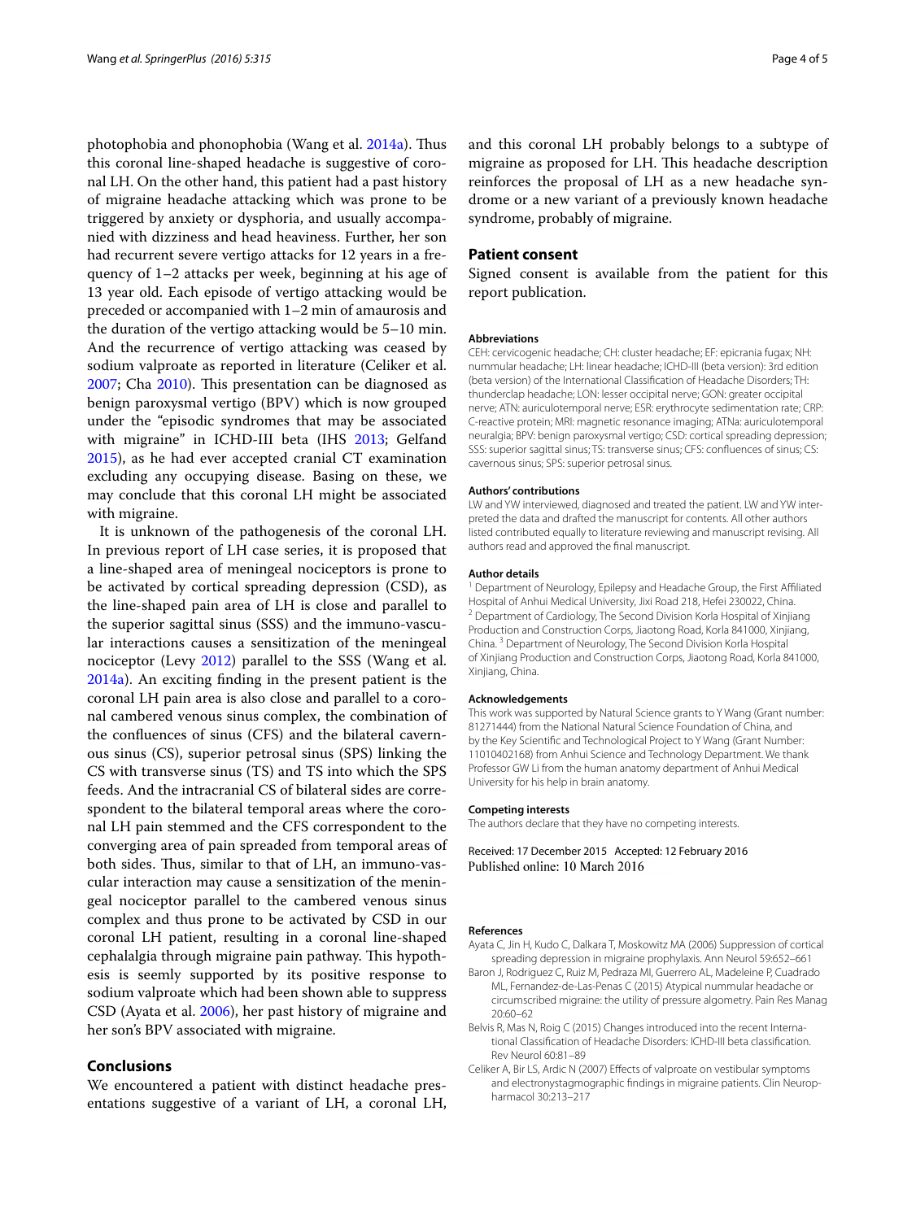photophobia and phonophobia (Wang et al. 2014a). Thus this coronal line-shaped headache is suggestive of coronal LH. On the other hand, this patient had a past history of migraine headache attacking which was prone to be triggered by anxiety or dysphoria, and usually accompanied with dizziness and head heaviness. Further, her son had recurrent severe vertigo attacks for 12 years in a frequency of 1–2 attacks per week, beginning at his age of 13 year old. Each episode of vertigo attacking would be preceded or accompanied with 1–2 min of amaurosis and the duration of the vertigo attacking would be 5–10 min. And the recurrence of vertigo attacking was ceased by sodium valproate as reported in literature (Celiker et al. 2007; Cha 2010). This presentation can be diagnosed as benign paroxysmal vertigo (BPV) which is now grouped under the "episodic syndromes that may be associated with migraine" in ICHD-III beta (IHS 2013; Gelfand 2015), as he had ever accepted cranial CT examination excluding any occupying disease. Basing on these, we may conclude that this coronal LH might be associated with migraine.

It is unknown of the pathogenesis of the coronal LH. In previous report of LH case series, it is proposed that a line-shaped area of meningeal nociceptors is prone to be activated by cortical spreading depression (CSD), as the line-shaped pain area of LH is close and parallel to the superior sagittal sinus (SSS) and the immuno-vascular interactions causes a sensitization of the meningeal nociceptor (Levy 2012) parallel to the SSS (Wang et al. 2014a). An exciting finding in the present patient is the coronal LH pain area is also close and parallel to a coronal cambered venous sinus complex, the combination of the confluences of sinus (CFS) and the bilateral cavernous sinus (CS), superior petrosal sinus (SPS) linking the CS with transverse sinus (TS) and TS into which the SPS feeds. And the intracranial CS of bilateral sides are correspondent to the bilateral temporal areas where the coronal LH pain stemmed and the CFS correspondent to the converging area of pain spreaded from temporal areas of both sides. Thus, similar to that of LH, an immuno-vascular interaction may cause a sensitization of the meningeal nociceptor parallel to the cambered venous sinus complex and thus prone to be activated by CSD in our coronal LH patient, resulting in a coronal line-shaped cephalalgia through migraine pain pathway. This hypothesis is seemly supported by its positive response to sodium valproate which had been shown able to suppress CSD (Ayata et al. 2006), her past history of migraine and her son's BPV associated with migraine.

## Conclusions

We encountered a patient with distinct headache presentations suggestive of a variant of LH, a coronal LH, and this coronal LH probably belongs to a subtype of migraine as proposed for LH. This headache description reinforces the proposal of LH as a new headache syndrome or a new variant of a previously known headache syndrome, probably of migraine.

## Patient consent

Signed consent is available from the patient for this report publication.

#### Abbreviations

CEH: cervicogenic headache; CH: cluster headache; EF: epicrania fugax; NH: nummular headache; LH: linear headache; ICHD-III (beta version): 3rd edition (beta version) of the International Classification of Headache Disorders; TH: thunderclap headache; LON: lesser occipital nerve; GON: greater occipital nerve; ATN: auriculotemporal nerve; ESR: erythrocyte sedimentation rate; CRP: C-reactive protein; MRI: magnetic resonance imaging; ATNa: auriculotemporal neuralgia; BPV: benign paroxysmal vertigo; CSD: cortical spreading depression; SSS: superior sagittal sinus; TS: transverse sinus; CFS: confluences of sinus; CS: cavernous sinus; SPS: superior petrosal sinus.

#### Authors' contributions

LW and YW interviewed, diagnosed and treated the patient. LW and YW interpreted the data and drafted the manuscript for contents. All other authors listed contributed equally to literature reviewing and manuscript revising. All authors read and approved the final manuscript.

#### Author details

[1] Department of Neurology, Epilepsy and Headache Group, the First Affiliated Hospital of Anhui Medical University, Jixi Road 218, Hefei 230022, China. [2] Department of Cardiology, The Second Division Korla Hospital of Xinjiang Production and Construction Corps, Jiaotong Road, Korla 841000, Xinjiang, China. [3] Department of Neurology, The Second Division Korla Hospital of Xinjiang Production and Construction Corps, Jiaotong Road, Korla 841000, Xinjiang, China.

#### Acknowledgements

This work was supported by Natural Science grants to Y Wang (Grant number: 81271444) from the National Natural Science Foundation of China, and by the Key Scientific and Technological Project to Y Wang (Grant Number: 11010402168) from Anhui Science and Technology Department. We thank Professor GW Li from the human anatomy department of Anhui Medical University for his help in brain anatomy.

#### Competing interests

The authors declare that they have no competing interests.

Received: 17 December 2015 Accepted: 12 February 2016
Published online: 10 March 2016

#### References

Ayata C, Jin H, Kudo C, Dalkara T, Moskowitz MA (2006) Suppression of cortical spreading depression in migraine prophylaxis. Ann Neurol 59:652–661

Baron J, Rodriguez C, Ruiz M, Pedraza MI, Guerrero AL, Madeleine P, Cuadrado ML, Fernandez-de-Las-Penas C (2015) Atypical nummular headache or circumscribed migraine: the utility of pressure algometry. Pain Res Manag 20:60–62

Belvis R, Mas N, Roig C (2015) Changes introduced into the recent International Classification of Headache Disorders: ICHD-III beta classification. Rev Neurol 60:81–89

Celiker A, Bir LS, Ardic N (2007) Effects of valproate on vestibular symptoms and electronystagmographic findings in migraine patients. Clin Neuropharmacol 30:213–217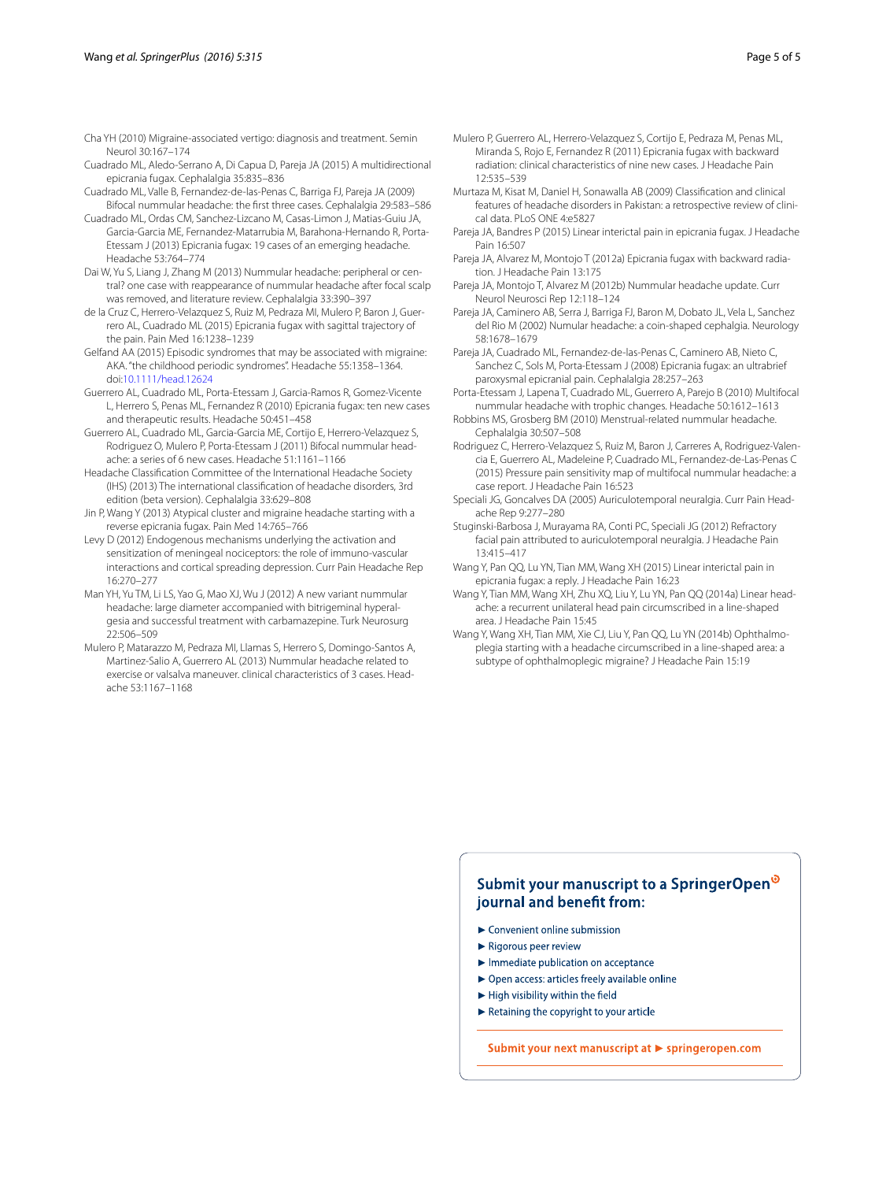Cha YH (2010) Migraine-associated vertigo: diagnosis and treatment. Semin Neurol 30:167–174

Cuadrado ML, Aledo-Serrano A, Di Capua D, Pareja JA (2015) A multidirectional epicrania fugax. Cephalalgia 35:835–836

Cuadrado ML, Valle B, Fernandez-de-las-Penas C, Barriga FJ, Pareja JA (2009) Bifocal nummular headache: the first three cases. Cephalalgia 29:583–586

Cuadrado ML, Ordas CM, Sanchez-Lizcano M, Casas-Limon J, Matias-Guiu JA, Garcia-Garcia ME, Fernandez-Matarrubia M, Barahona-Hernando R, Porta-Etessam J (2013) Epicrania fugax: 19 cases of an emerging headache. Headache 53:764–774

Dai W, Yu S, Liang J, Zhang M (2013) Nummular headache: peripheral or central? one case with reappearance of nummular headache after focal scalp was removed, and literature review. Cephalalgia 33:390–397

de la Cruz C, Herrero-Velazquez S, Ruiz M, Pedraza MI, Mulero P, Baron J, Guerrero AL, Cuadrado ML (2015) Epicrania fugax with sagittal trajectory of the pain. Pain Med 16:1238–1239

Gelfand AA (2015) Episodic syndromes that may be associated with migraine: AKA. "the childhood periodic syndromes". Headache 55:1358–1364. doi:10.1111/head.12624

Guerrero AL, Cuadrado ML, Porta-Etessam J, Garcia-Ramos R, Gomez-Vicente L, Herrero S, Penas ML, Fernandez R (2010) Epicrania fugax: ten new cases and therapeutic results. Headache 50:451–458

Guerrero AL, Cuadrado ML, Garcia-Garcia ME, Cortijo E, Herrero-Velazquez S, Rodriguez O, Mulero P, Porta-Etessam J (2011) Bifocal nummular headache: a series of 6 new cases. Headache 51:1161–1166

Headache Classification Committee of the International Headache Society (IHS) (2013) The international classification of headache disorders, 3rd edition (beta version). Cephalalgia 33:629–808

Jin P, Wang Y (2013) Atypical cluster and migraine headache starting with a reverse epicrania fugax. Pain Med 14:765–766

Levy D (2012) Endogenous mechanisms underlying the activation and sensitization of meningeal nociceptors: the role of immuno-vascular interactions and cortical spreading depression. Curr Pain Headache Rep 16:270–277

Man YH, Yu TM, Li LS, Yao G, Mao XJ, Wu J (2012) A new variant nummular headache: large diameter accompanied with bitrigeminal hyperalgesia and successful treatment with carbamazepine. Turk Neurosurg 22:506–509

Mulero P, Matarazzo M, Pedraza MI, Llamas S, Herrero S, Domingo-Santos A, Martinez-Salio A, Guerrero AL (2013) Nummular headache related to exercise or valsalva maneuver. clinical characteristics of 3 cases. Headache 53:1167–1168

Mulero P, Guerrero AL, Herrero-Velazquez S, Cortijo E, Pedraza M, Penas ML, Miranda S, Rojo E, Fernandez R (2011) Epicrania fugax with backward radiation: clinical characteristics of nine new cases. J Headache Pain 12:535–539

Murtaza M, Kisat M, Daniel H, Sonawalla AB (2009) Classification and clinical features of headache disorders in Pakistan: a retrospective review of clinical data. PLoS ONE 4:e5827

Pareja JA, Bandres P (2015) Linear interictal pain in epicrania fugax. J Headache Pain 16:507

Pareja JA, Alvarez M, Montojo T (2012a) Epicrania fugax with backward radiation. J Headache Pain 13:175

Pareja JA, Montojo T, Alvarez M (2012b) Nummular headache update. Curr Neurol Neurosci Rep 12:118–124

Pareja JA, Caminero AB, Serra J, Barriga FJ, Baron M, Dobato JL, Vela L, Sanchez del Rio M (2002) Numular headache: a coin-shaped cephalgia. Neurology 58:1678–1679

Pareja JA, Cuadrado ML, Fernandez-de-las-Penas C, Caminero AB, Nieto C, Sanchez C, Sols M, Porta-Etessam J (2008) Epicrania fugax: an ultrabrief paroxysmal epicranial pain. Cephalalgia 28:257–263

Porta-Etessam J, Lapena T, Cuadrado ML, Guerrero A, Parejo B (2010) Multifocal nummular headache with trophic changes. Headache 50:1612–1613

Robbins MS, Grosberg BM (2010) Menstrual-related nummular headache. Cephalalgia 30:507–508

Rodriguez C, Herrero-Velazquez S, Ruiz M, Baron J, Carreres A, Rodriguez-Valencia E, Guerrero AL, Madeleine P, Cuadrado ML, Fernandez-de-Las-Penas C (2015) Pressure pain sensitivity map of multifocal nummular headache: a case report. J Headache Pain 16:523

Speciali JG, Goncalves DA (2005) Auriculotemporal neuralgia. Curr Pain Headache Rep 9:277–280

Stuginski-Barbosa J, Murayama RA, Conti PC, Speciali JG (2012) Refractory facial pain attributed to auriculotemporal neuralgia. J Headache Pain 13:415–417

Wang Y, Pan QQ, Lu YN, Tian MM, Wang XH (2015) Linear interictal pain in epicrania fugax: a reply. J Headache Pain 16:23

Wang Y, Tian MM, Wang XH, Zhu XQ, Liu Y, Lu YN, Pan QQ (2014a) Linear headache: a recurrent unilateral head pain circumscribed in a line-shaped area. J Headache Pain 15:45

Wang Y, Wang XH, Tian MM, Xie CJ, Liu Y, Pan QQ, Lu YN (2014b) Ophthalmoplegia starting with a headache circumscribed in a line-shaped area: a subtype of ophthalmoplegic migraine? J Headache Pain 15:19

**Submit your manuscript to a SpringerOpen journal and benefit from:**

- ► Convenient online submission
- ► Rigorous peer review
- ► Immediate publication on acceptance
- ► Open access: articles freely available online
- ► High visibility within the field
- ► Retaining the copyright to your article

**Submit your next manuscript at ► springeropen.com**